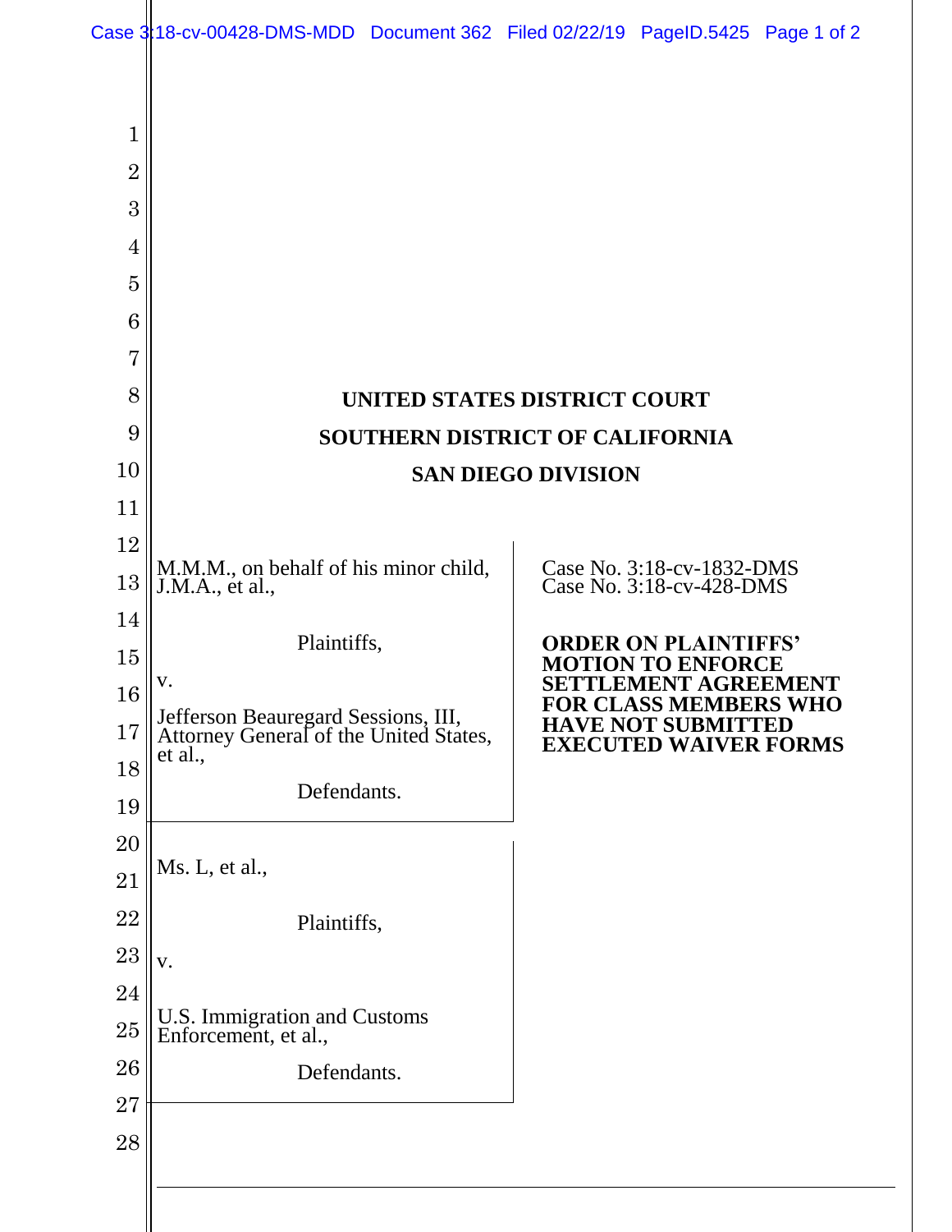**UNITED STATES DISTRICT COURT**

**SOUTHERN DISTRICT OF CALIFORNIA**

**SAN DIEGO DIVISION**

M.M.M., on behalf of his minor child, J.M.A., et al.,

Plaintiffs,

v.

Jefferson Beauregard Sessions, III, Attorney General of the United States, et al.,

Defendants.

Case No. 3:18-cv-1832-DMS
Case No. 3:18-cv-428-DMS

**ORDER ON PLAINTIFFS' MOTION TO ENFORCE SETTLEMENT AGREEMENT FOR CLASS MEMBERS WHO HAVE NOT SUBMITTED EXECUTED WAIVER FORMS**

Ms. L, et al.,

Plaintiffs,

v.

U.S. Immigration and Customs Enforcement, et al.,

Defendants.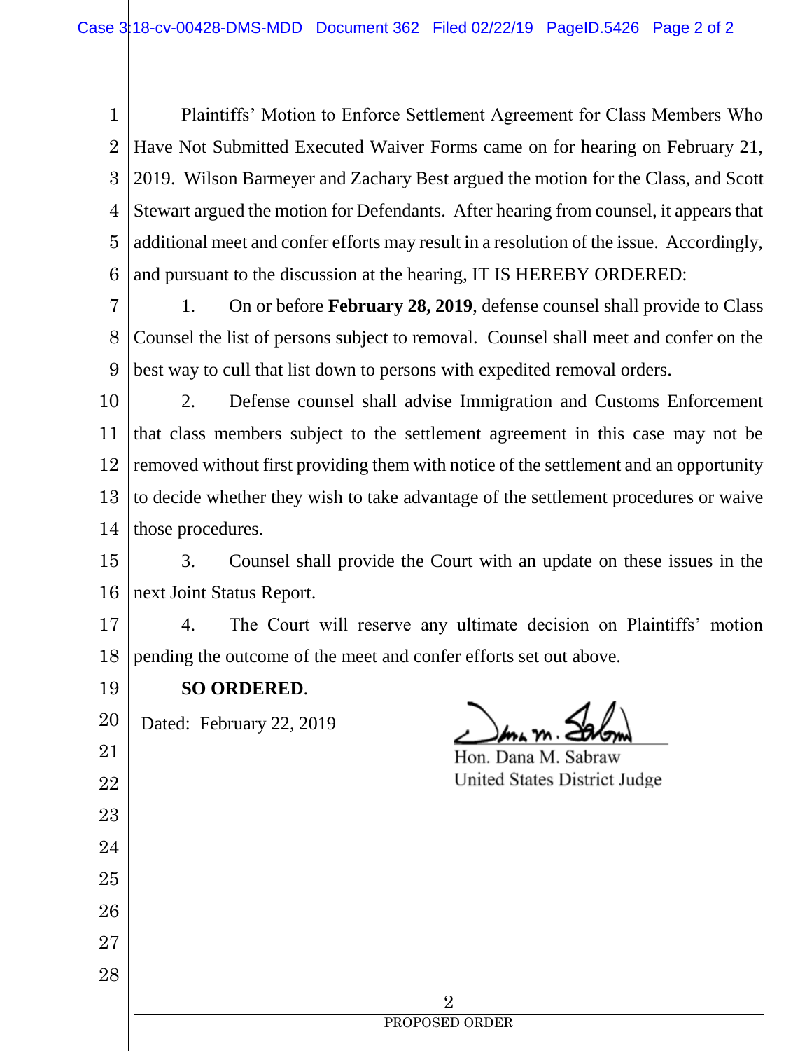Plaintiffs' Motion to Enforce Settlement Agreement for Class Members Who Have Not Submitted Executed Waiver Forms came on for hearing on February 21, 2019. Wilson Barmeyer and Zachary Best argued the motion for the Class, and Scott Stewart argued the motion for Defendants. After hearing from counsel, it appears that additional meet and confer efforts may result in a resolution of the issue. Accordingly, and pursuant to the discussion at the hearing, IT IS HEREBY ORDERED:

1. On or before **February 28, 2019**, defense counsel shall provide to Class Counsel the list of persons subject to removal. Counsel shall meet and confer on the best way to cull that list down to persons with expedited removal orders.

2. Defense counsel shall advise Immigration and Customs Enforcement that class members subject to the settlement agreement in this case may not be removed without first providing them with notice of the settlement and an opportunity to decide whether they wish to take advantage of the settlement procedures or waive those procedures.

3. Counsel shall provide the Court with an update on these issues in the next Joint Status Report.

4. The Court will reserve any ultimate decision on Plaintiffs' motion pending the outcome of the meet and confer efforts set out above.

**SO ORDERED**.

Dated: February 22, 2019

Hon. Dana M. Sabraw
United States District Judge

PROPOSED ORDER